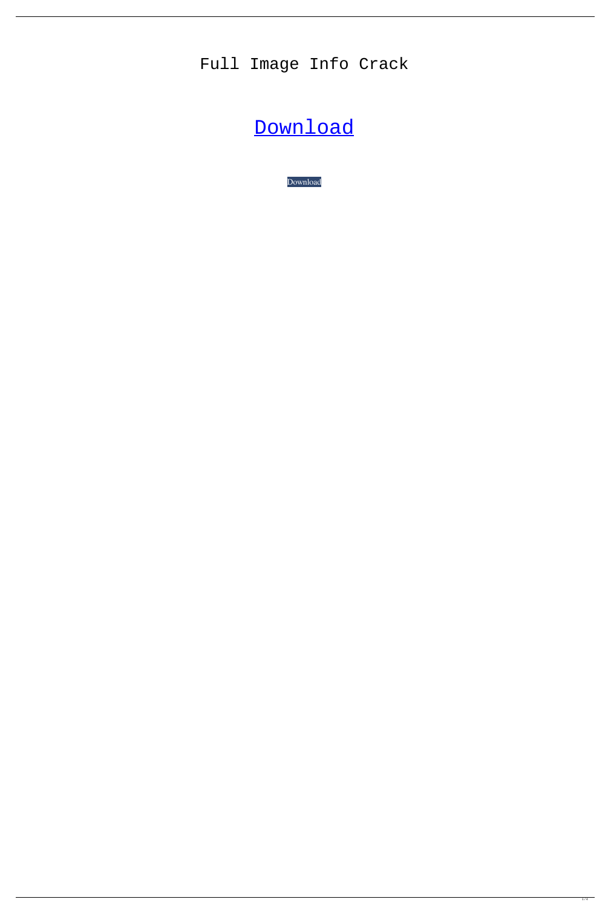# Full Image Info Crack

[Download](#)

Download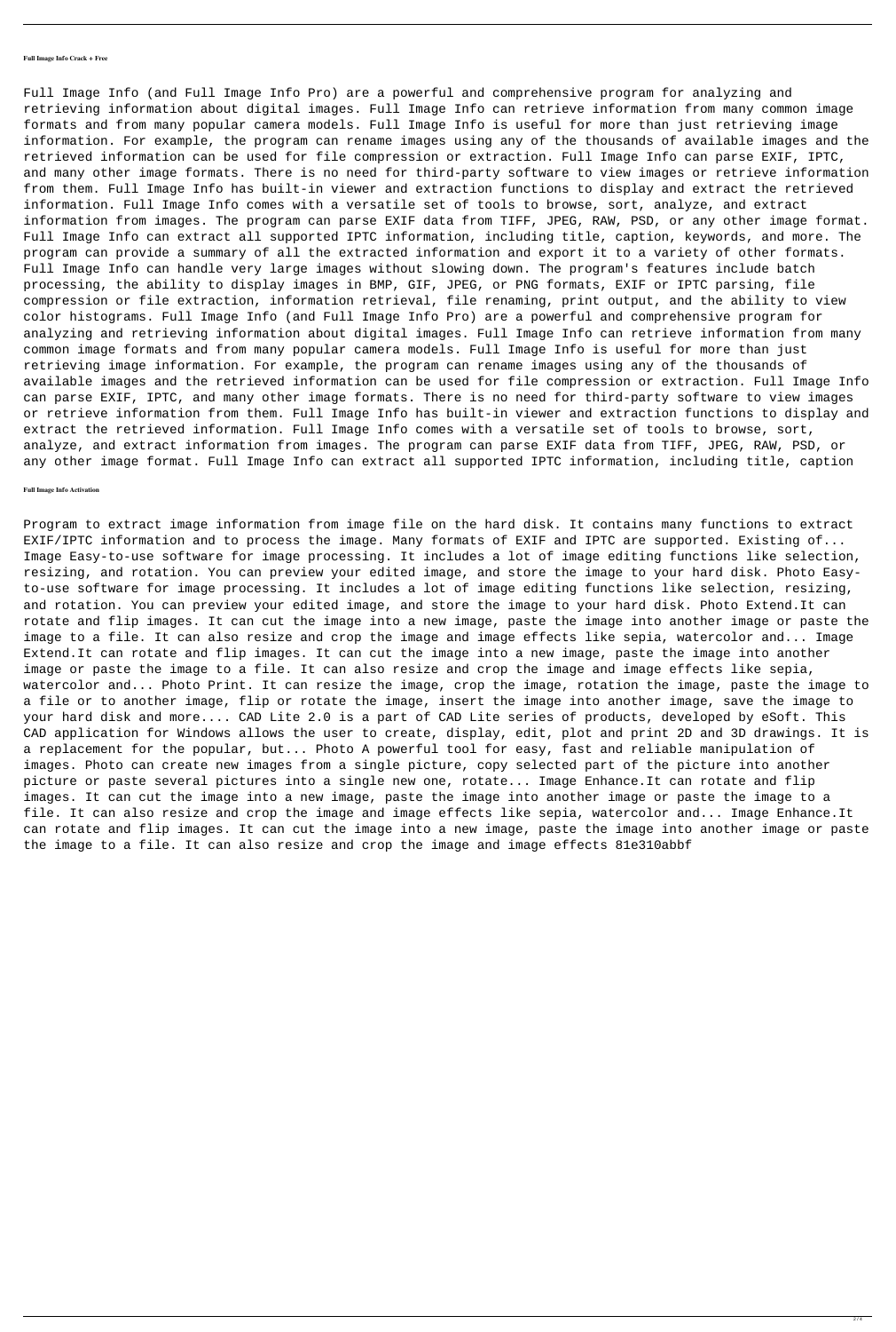**Full Image Info Crack + Free**

Full Image Info (and Full Image Info Pro) are a powerful and comprehensive program for analyzing and retrieving information about digital images. Full Image Info can retrieve information from many common image formats and from many popular camera models. Full Image Info is useful for more than just retrieving image information. For example, the program can rename images using any of the thousands of available images and the retrieved information can be used for file compression or extraction. Full Image Info can parse EXIF, IPTC, and many other image formats. There is no need for third-party software to view images or retrieve information from them. Full Image Info has built-in viewer and extraction functions to display and extract the retrieved information. Full Image Info comes with a versatile set of tools to browse, sort, analyze, and extract information from images. The program can parse EXIF data from TIFF, JPEG, RAW, PSD, or any other image format. Full Image Info can extract all supported IPTC information, including title, caption, keywords, and more. The program can provide a summary of all the extracted information and export it to a variety of other formats. Full Image Info can handle very large images without slowing down. The program's features include batch processing, the ability to display images in BMP, GIF, JPEG, or PNG formats, EXIF or IPTC parsing, file compression or file extraction, information retrieval, file renaming, print output, and the ability to view color histograms. Full Image Info (and Full Image Info Pro) are a powerful and comprehensive program for analyzing and retrieving information about digital images. Full Image Info can retrieve information from many common image formats and from many popular camera models. Full Image Info is useful for more than just retrieving image information. For example, the program can rename images using any of the thousands of available images and the retrieved information can be used for file compression or extraction. Full Image Info can parse EXIF, IPTC, and many other image formats. There is no need for third-party software to view images or retrieve information from them. Full Image Info has built-in viewer and extraction functions to display and extract the retrieved information. Full Image Info comes with a versatile set of tools to browse, sort, analyze, and extract information from images. The program can parse EXIF data from TIFF, JPEG, RAW, PSD, or any other image format. Full Image Info can extract all supported IPTC information, including title, caption

**Full Image Info Activation**

Program to extract image information from image file on the hard disk. It contains many functions to extract EXIF/IPTC information and to process the image. Many formats of EXIF and IPTC are supported. Existing of... Image Easy-to-use software for image processing. It includes a lot of image editing functions like selection, resizing, and rotation. You can preview your edited image, and store the image to your hard disk. Photo Easy-to-use software for image processing. It includes a lot of image editing functions like selection, resizing, and rotation. You can preview your edited image, and store the image to your hard disk. Photo Extend.It can rotate and flip images. It can cut the image into a new image, paste the image into another image or paste the image to a file. It can also resize and crop the image and image effects like sepia, watercolor and... Image Extend.It can rotate and flip images. It can cut the image into a new image, paste the image into another image or paste the image to a file. It can also resize and crop the image and image effects like sepia, watercolor and... Photo Print. It can resize the image, crop the image, rotation the image, paste the image to a file or to another image, flip or rotate the image, insert the image into another image, save the image to your hard disk and more.... CAD Lite 2.0 is a part of CAD Lite series of products, developed by eSoft. This CAD application for Windows allows the user to create, display, edit, plot and print 2D and 3D drawings. It is a replacement for the popular, but... Photo A powerful tool for easy, fast and reliable manipulation of images. Photo can create new images from a single picture, copy selected part of the picture into another picture or paste several pictures into a single new one, rotate... Image Enhance.It can rotate and flip images. It can cut the image into a new image, paste the image into another image or paste the image to a file. It can also resize and crop the image and image effects like sepia, watercolor and... Image Enhance.It can rotate and flip images. It can cut the image into a new image, paste the image into another image or paste the image to a file. It can also resize and crop the image and image effects 81e310abbf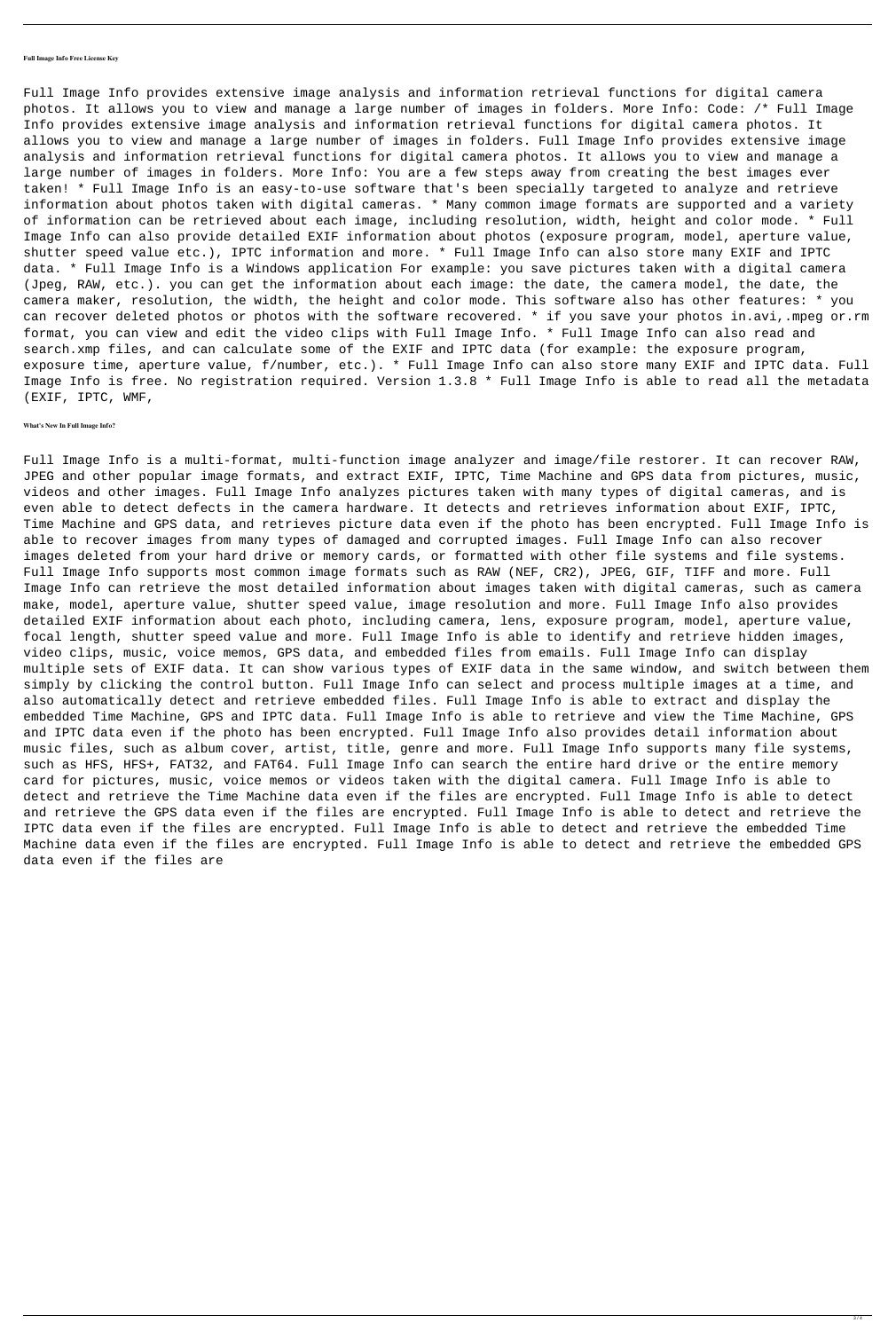**Full Image Info Free License Key**

Full Image Info provides extensive image analysis and information retrieval functions for digital camera photos. It allows you to view and manage a large number of images in folders. More Info: Code: /* Full Image Info provides extensive image analysis and information retrieval functions for digital camera photos. It allows you to view and manage a large number of images in folders. Full Image Info provides extensive image analysis and information retrieval functions for digital camera photos. It allows you to view and manage a large number of images in folders. More Info: You are a few steps away from creating the best images ever taken! * Full Image Info is an easy-to-use software that's been specially targeted to analyze and retrieve information about photos taken with digital cameras. * Many common image formats are supported and a variety of information can be retrieved about each image, including resolution, width, height and color mode. * Full Image Info can also provide detailed EXIF information about photos (exposure program, model, aperture value, shutter speed value etc.), IPTC information and more. * Full Image Info can also store many EXIF and IPTC data. * Full Image Info is a Windows application For example: you save pictures taken with a digital camera (Jpeg, RAW, etc.). you can get the information about each image: the date, the camera model, the date, the camera maker, resolution, the width, the height and color mode. This software also has other features: * you can recover deleted photos or photos with the software recovered. * if you save your photos in.avi,.mpeg or.rm format, you can view and edit the video clips with Full Image Info. * Full Image Info can also read and search.xmp files, and can calculate some of the EXIF and IPTC data (for example: the exposure program, exposure time, aperture value, f/number, etc.). * Full Image Info can also store many EXIF and IPTC data. Full Image Info is free. No registration required. Version 1.3.8 * Full Image Info is able to read all the metadata (EXIF, IPTC, WMF,

**What's New In Full Image Info?**

Full Image Info is a multi-format, multi-function image analyzer and image/file restorer. It can recover RAW, JPEG and other popular image formats, and extract EXIF, IPTC, Time Machine and GPS data from pictures, music, videos and other images. Full Image Info analyzes pictures taken with many types of digital cameras, and is even able to detect defects in the camera hardware. It detects and retrieves information about EXIF, IPTC, Time Machine and GPS data, and retrieves picture data even if the photo has been encrypted. Full Image Info is able to recover images from many types of damaged and corrupted images. Full Image Info can also recover images deleted from your hard drive or memory cards, or formatted with other file systems and file systems. Full Image Info supports most common image formats such as RAW (NEF, CR2), JPEG, GIF, TIFF and more. Full Image Info can retrieve the most detailed information about images taken with digital cameras, such as camera make, model, aperture value, shutter speed value, image resolution and more. Full Image Info also provides detailed EXIF information about each photo, including camera, lens, exposure program, model, aperture value, focal length, shutter speed value and more. Full Image Info is able to identify and retrieve hidden images, video clips, music, voice memos, GPS data, and embedded files from emails. Full Image Info can display multiple sets of EXIF data. It can show various types of EXIF data in the same window, and switch between them simply by clicking the control button. Full Image Info can select and process multiple images at a time, and also automatically detect and retrieve embedded files. Full Image Info is able to extract and display the embedded Time Machine, GPS and IPTC data. Full Image Info is able to retrieve and view the Time Machine, GPS and IPTC data even if the photo has been encrypted. Full Image Info also provides detail information about music files, such as album cover, artist, title, genre and more. Full Image Info supports many file systems, such as HFS, HFS+, FAT32, and FAT64. Full Image Info can search the entire hard drive or the entire memory card for pictures, music, voice memos or videos taken with the digital camera. Full Image Info is able to detect and retrieve the Time Machine data even if the files are encrypted. Full Image Info is able to detect and retrieve the GPS data even if the files are encrypted. Full Image Info is able to detect and retrieve the IPTC data even if the files are encrypted. Full Image Info is able to detect and retrieve the embedded Time Machine data even if the files are encrypted. Full Image Info is able to detect and retrieve the embedded GPS data even if the files are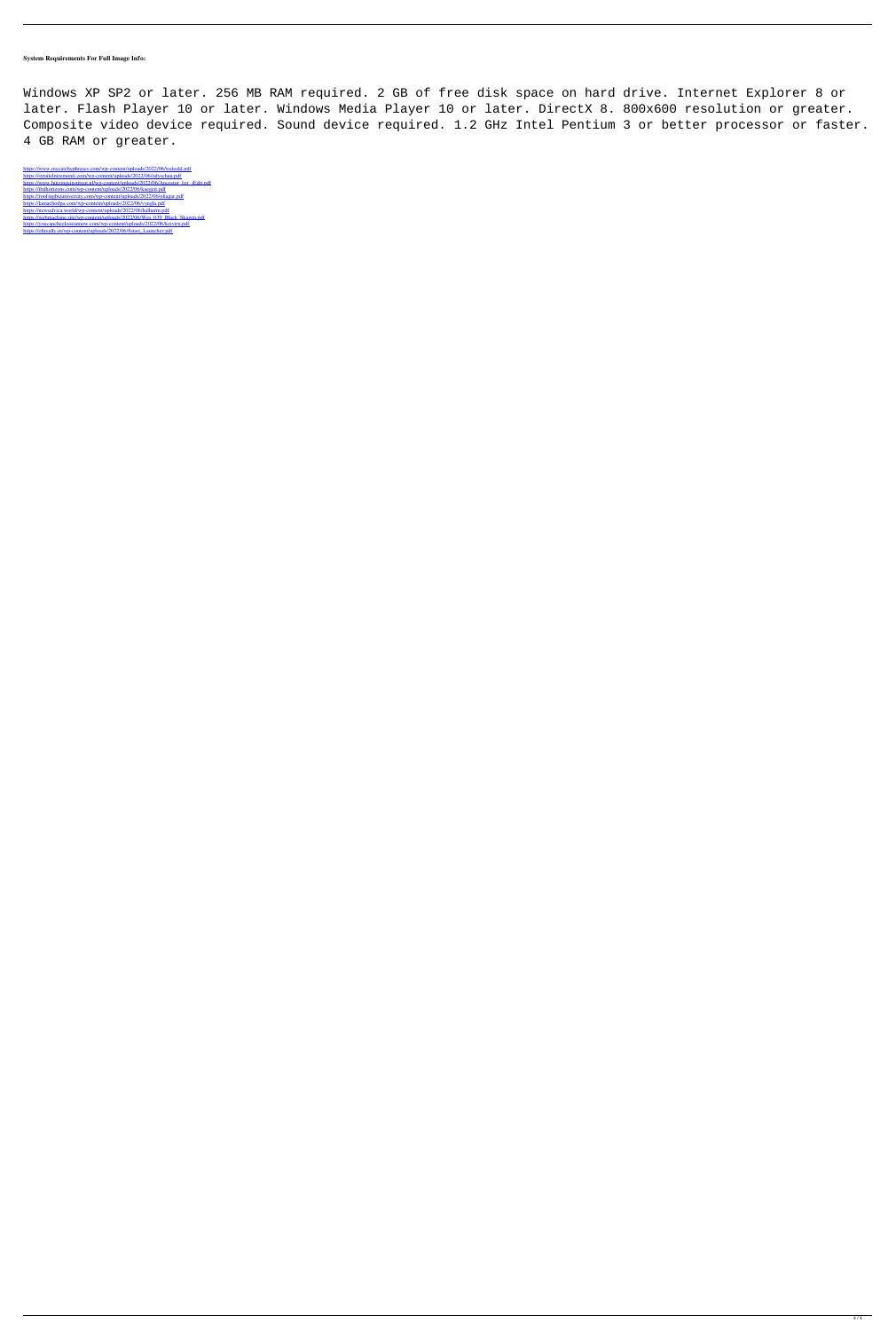**System Requirements For Full Image Info:**

Windows XP SP2 or later. 256 MB RAM required. 2 GB of free disk space on hard drive. Internet Explorer 8 or later. Flash Player 10 or later. Windows Media Player 10 or later. DirectX 8. 800x600 resolution or greater. Composite video device required. Sound device required. 1.2 GHz Intel Pentium 3 or better processor or faster. 4 GB RAM or greater.

https://www.mycatchyphrases.com/wp-content/uploads/2022/06/wanrald.pdf
https://stroitelniremonti.com/wp-content/uploads/2022/06/odyschau.pdf
https://www.huizingainstituut.nl/wp-content/uploads/2022/06/Ancestor_for_iDaki.pdf
https://ibdhorizons.com/wp-content/uploads/2022/06/kaegeit.pdf
https://roofingbizuniversity.com/wp-content/uploads/2022/06/illagar.pdf
https://farmaciacortesi.com/wp-content/uploads/2022/06/vyngla.pdf
https://newsafrica.world/wp-content/uploads/2022/06/halhurm.pdf
https://webmachine.site/wp-content/uploads/2022/06/Wox_030_Black_Skapen.pdf
https://youcancheckusout.com/wp-content/uploads/2022/06/leivirm.pdf
https://ohreally.in/wp-content/uploads/2022/06/Start_Launcher.pdf